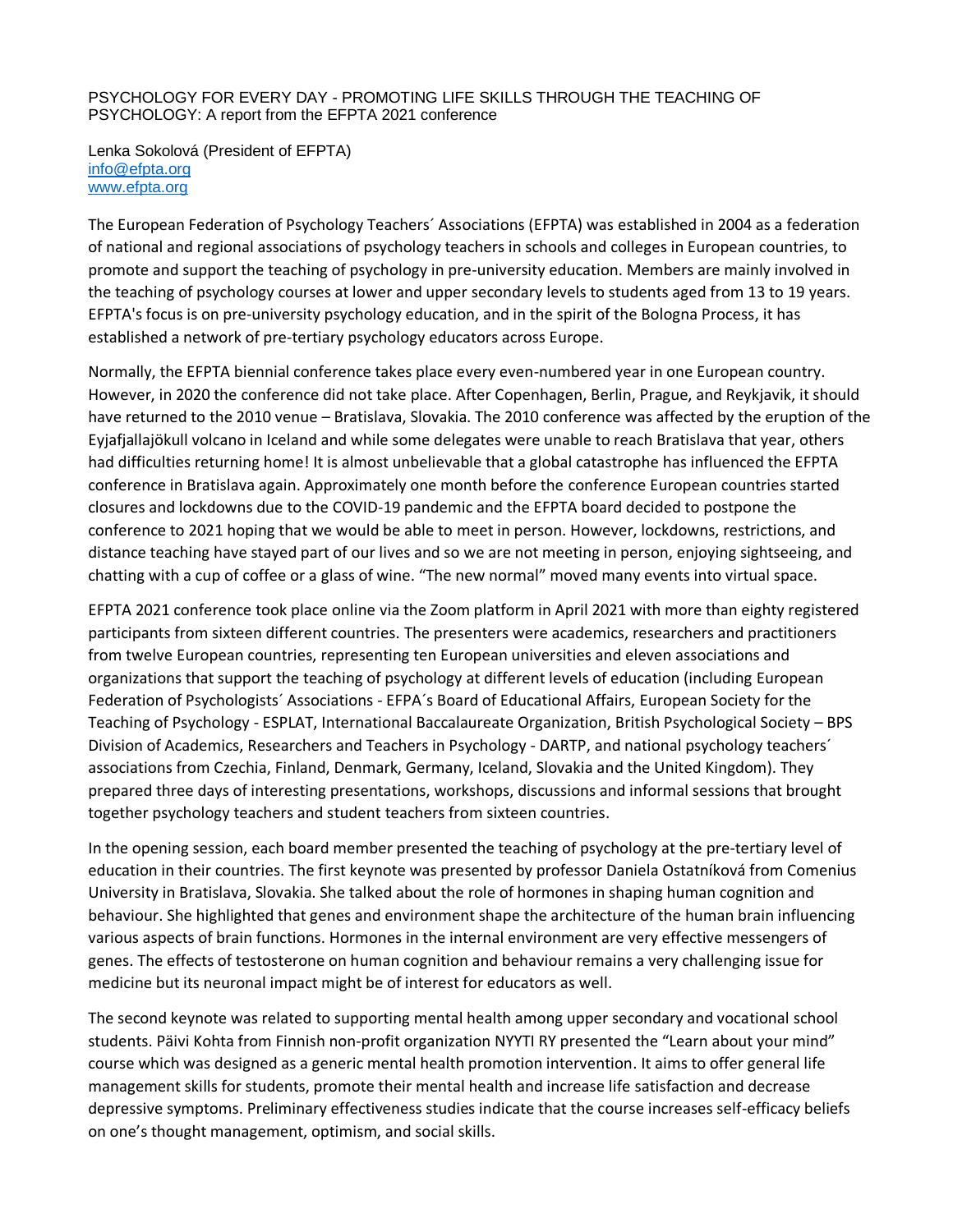# PSYCHOLOGY FOR EVERY DAY - PROMOTING LIFE SKILLS THROUGH THE TEACHING OF PSYCHOLOGY: A report from the EFPTA 2021 conference

Lenka Sokolová (President of EFPTA)
info@efpta.org
www.efpta.org

The European Federation of Psychology Teachers´ Associations (EFPTA) was established in 2004 as a federation of national and regional associations of psychology teachers in schools and colleges in European countries, to promote and support the teaching of psychology in pre-university education. Members are mainly involved in the teaching of psychology courses at lower and upper secondary levels to students aged from 13 to 19 years. EFPTA's focus is on pre-university psychology education, and in the spirit of the Bologna Process, it has established a network of pre-tertiary psychology educators across Europe.

Normally, the EFPTA biennial conference takes place every even-numbered year in one European country. However, in 2020 the conference did not take place. After Copenhagen, Berlin, Prague, and Reykjavik, it should have returned to the 2010 venue – Bratislava, Slovakia. The 2010 conference was affected by the eruption of the Eyjafjallajökull volcano in Iceland and while some delegates were unable to reach Bratislava that year, others had difficulties returning home! It is almost unbelievable that a global catastrophe has influenced the EFPTA conference in Bratislava again. Approximately one month before the conference European countries started closures and lockdowns due to the COVID-19 pandemic and the EFPTA board decided to postpone the conference to 2021 hoping that we would be able to meet in person. However, lockdowns, restrictions, and distance teaching have stayed part of our lives and so we are not meeting in person, enjoying sightseeing, and chatting with a cup of coffee or a glass of wine. "The new normal" moved many events into virtual space.

EFPTA 2021 conference took place online via the Zoom platform in April 2021 with more than eighty registered participants from sixteen different countries. The presenters were academics, researchers and practitioners from twelve European countries, representing ten European universities and eleven associations and organizations that support the teaching of psychology at different levels of education (including European Federation of Psychologists´ Associations - EFPA´s Board of Educational Affairs, European Society for the Teaching of Psychology - ESPLAT, International Baccalaureate Organization, British Psychological Society – BPS Division of Academics, Researchers and Teachers in Psychology - DARTP, and national psychology teachers´ associations from Czechia, Finland, Denmark, Germany, Iceland, Slovakia and the United Kingdom). They prepared three days of interesting presentations, workshops, discussions and informal sessions that brought together psychology teachers and student teachers from sixteen countries.

In the opening session, each board member presented the teaching of psychology at the pre-tertiary level of education in their countries. The first keynote was presented by professor Daniela Ostatníková from Comenius University in Bratislava, Slovakia. She talked about the role of hormones in shaping human cognition and behaviour. She highlighted that genes and environment shape the architecture of the human brain influencing various aspects of brain functions. Hormones in the internal environment are very effective messengers of genes. The effects of testosterone on human cognition and behaviour remains a very challenging issue for medicine but its neuronal impact might be of interest for educators as well.

The second keynote was related to supporting mental health among upper secondary and vocational school students. Päivi Kohta from Finnish non-profit organization NYYTI RY presented the "Learn about your mind" course which was designed as a generic mental health promotion intervention. It aims to offer general life management skills for students, promote their mental health and increase life satisfaction and decrease depressive symptoms. Preliminary effectiveness studies indicate that the course increases self-efficacy beliefs on one's thought management, optimism, and social skills.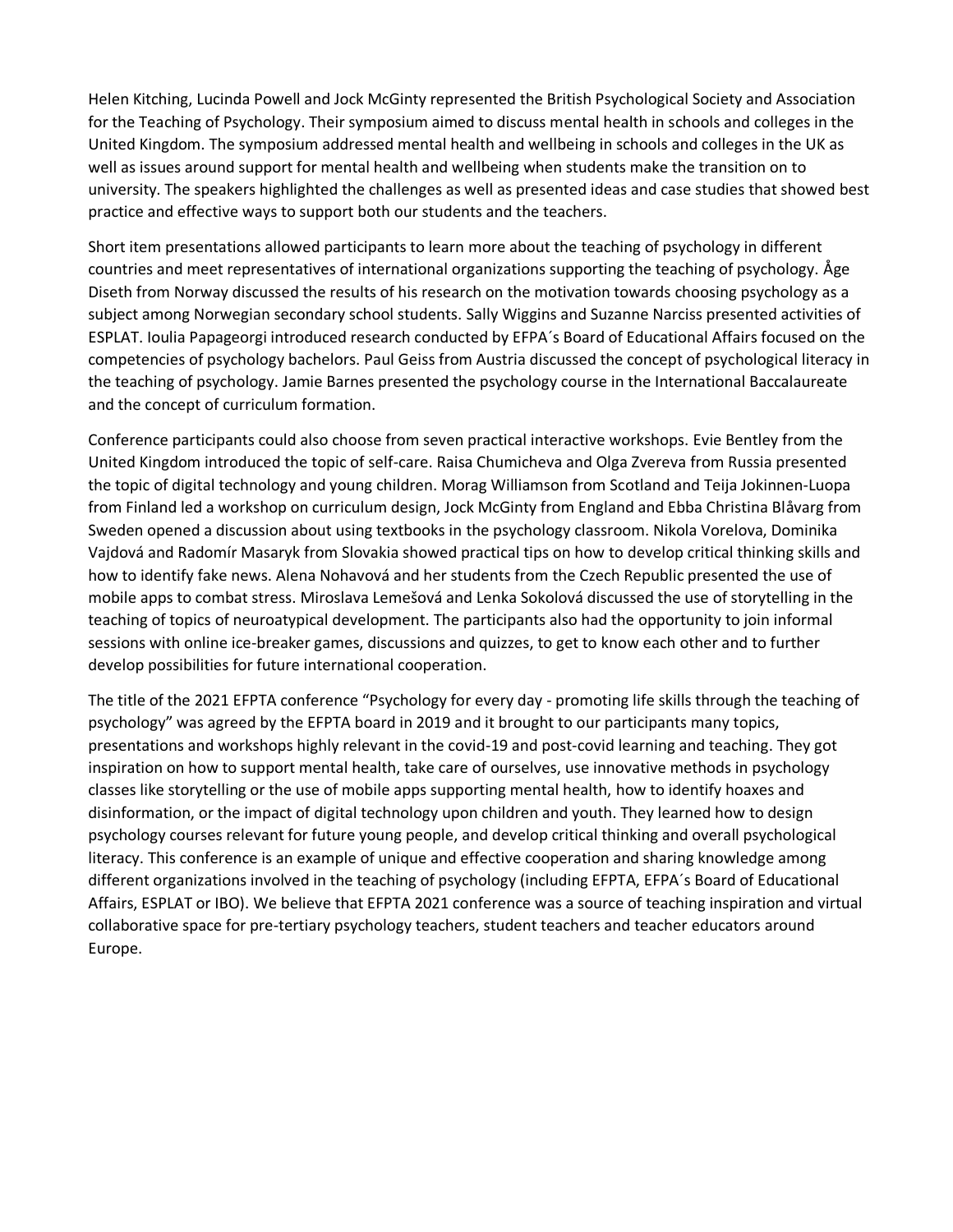Helen Kitching, Lucinda Powell and Jock McGinty represented the British Psychological Society and Association for the Teaching of Psychology. Their symposium aimed to discuss mental health in schools and colleges in the United Kingdom. The symposium addressed mental health and wellbeing in schools and colleges in the UK as well as issues around support for mental health and wellbeing when students make the transition on to university. The speakers highlighted the challenges as well as presented ideas and case studies that showed best practice and effective ways to support both our students and the teachers.

Short item presentations allowed participants to learn more about the teaching of psychology in different countries and meet representatives of international organizations supporting the teaching of psychology. Åge Diseth from Norway discussed the results of his research on the motivation towards choosing psychology as a subject among Norwegian secondary school students. Sally Wiggins and Suzanne Narciss presented activities of ESPLAT. Ioulia Papageorgi introduced research conducted by EFPA´s Board of Educational Affairs focused on the competencies of psychology bachelors. Paul Geiss from Austria discussed the concept of psychological literacy in the teaching of psychology. Jamie Barnes presented the psychology course in the International Baccalaureate and the concept of curriculum formation.

Conference participants could also choose from seven practical interactive workshops. Evie Bentley from the United Kingdom introduced the topic of self-care. Raisa Chumicheva and Olga Zvereva from Russia presented the topic of digital technology and young children. Morag Williamson from Scotland and Teija Jokinnen-Luopa from Finland led a workshop on curriculum design, Jock McGinty from England and Ebba Christina Blåvarg from Sweden opened a discussion about using textbooks in the psychology classroom. Nikola Vorelova, Dominika Vajdová and Radomír Masaryk from Slovakia showed practical tips on how to develop critical thinking skills and how to identify fake news. Alena Nohavová and her students from the Czech Republic presented the use of mobile apps to combat stress. Miroslava Lemešová and Lenka Sokolová discussed the use of storytelling in the teaching of topics of neuroatypical development. The participants also had the opportunity to join informal sessions with online ice-breaker games, discussions and quizzes, to get to know each other and to further develop possibilities for future international cooperation.

The title of the 2021 EFPTA conference "Psychology for every day - promoting life skills through the teaching of psychology" was agreed by the EFPTA board in 2019 and it brought to our participants many topics, presentations and workshops highly relevant in the covid-19 and post-covid learning and teaching. They got inspiration on how to support mental health, take care of ourselves, use innovative methods in psychology classes like storytelling or the use of mobile apps supporting mental health, how to identify hoaxes and disinformation, or the impact of digital technology upon children and youth. They learned how to design psychology courses relevant for future young people, and develop critical thinking and overall psychological literacy. This conference is an example of unique and effective cooperation and sharing knowledge among different organizations involved in the teaching of psychology (including EFPTA, EFPA´s Board of Educational Affairs, ESPLAT or IBO). We believe that EFPTA 2021 conference was a source of teaching inspiration and virtual collaborative space for pre-tertiary psychology teachers, student teachers and teacher educators around Europe.